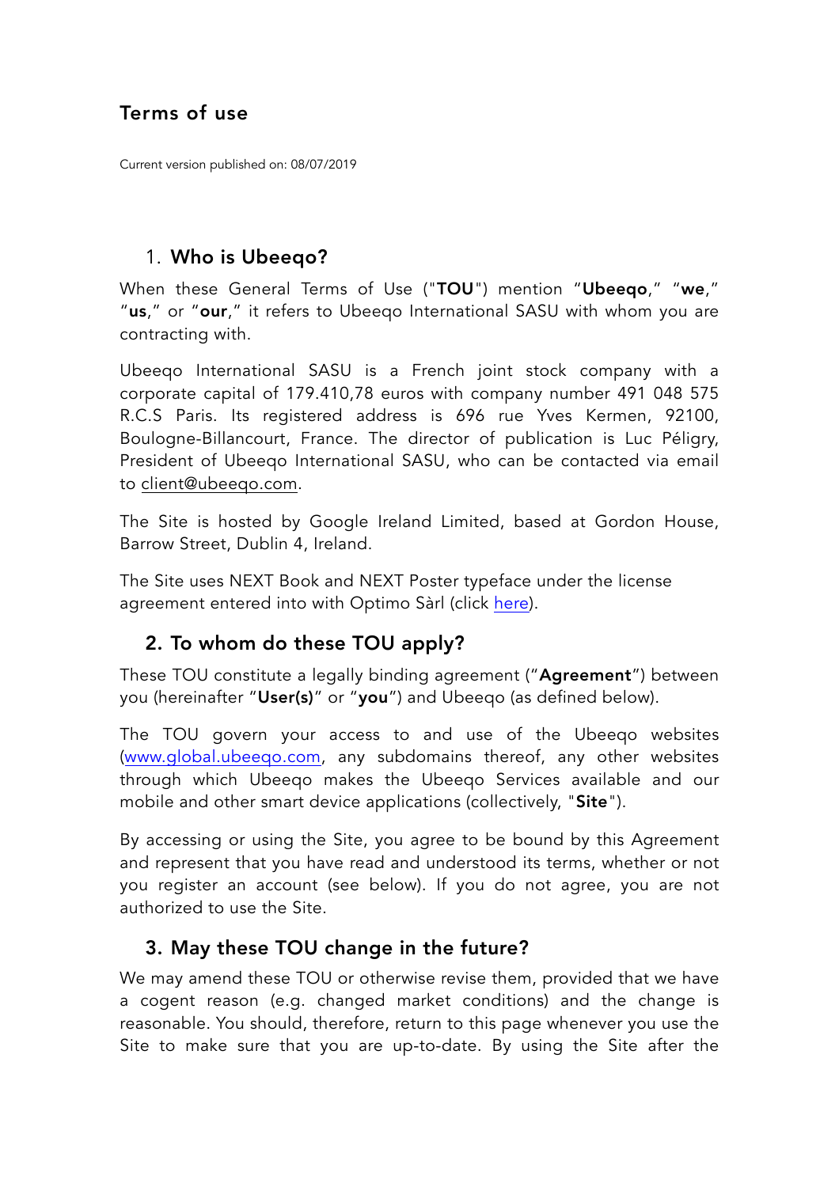# Terms of use

Current version published on: 08/07/2019

## 1. Who is Ubeeqo?

When these General Terms of Use ("**TOU**") mention "**Ubeeqo**," "**we**," "**us**," or "**our**," it refers to Ubeeqo International SASU with whom you are contracting with.

Ubeeqo International SASU is a French joint stock company with a corporate capital of 179.410,78 euros with company number 491 048 575 R.C.S Paris. Its registered address is 696 rue Yves Kermen, 92100, Boulogne-Billancourt, France. The director of publication is Luc Péligry, President of Ubeeqo International SASU, who can be contacted via email to client@ubeeqo.com.

The Site is hosted by Google Ireland Limited, based at Gordon House, Barrow Street, Dublin 4, Ireland.

The Site uses NEXT Book and NEXT Poster typeface under the license agreement entered into with Optimo Sàrl (click here).

## 2. To whom do these TOU apply?

These TOU constitute a legally binding agreement ("**Agreement**") between you (hereinafter "**User(s)**" or "**you**") and Ubeeqo (as defined below).

The TOU govern your access to and use of the Ubeeqo websites (www.global.ubeeqo.com, any subdomains thereof, any other websites through which Ubeeqo makes the Ubeeqo Services available and our mobile and other smart device applications (collectively, "**Site**").

By accessing or using the Site, you agree to be bound by this Agreement and represent that you have read and understood its terms, whether or not you register an account (see below). If you do not agree, you are not authorized to use the Site.

## 3. May these TOU change in the future?

We may amend these TOU or otherwise revise them, provided that we have a cogent reason (e.g. changed market conditions) and the change is reasonable. You should, therefore, return to this page whenever you use the Site to make sure that you are up-to-date. By using the Site after the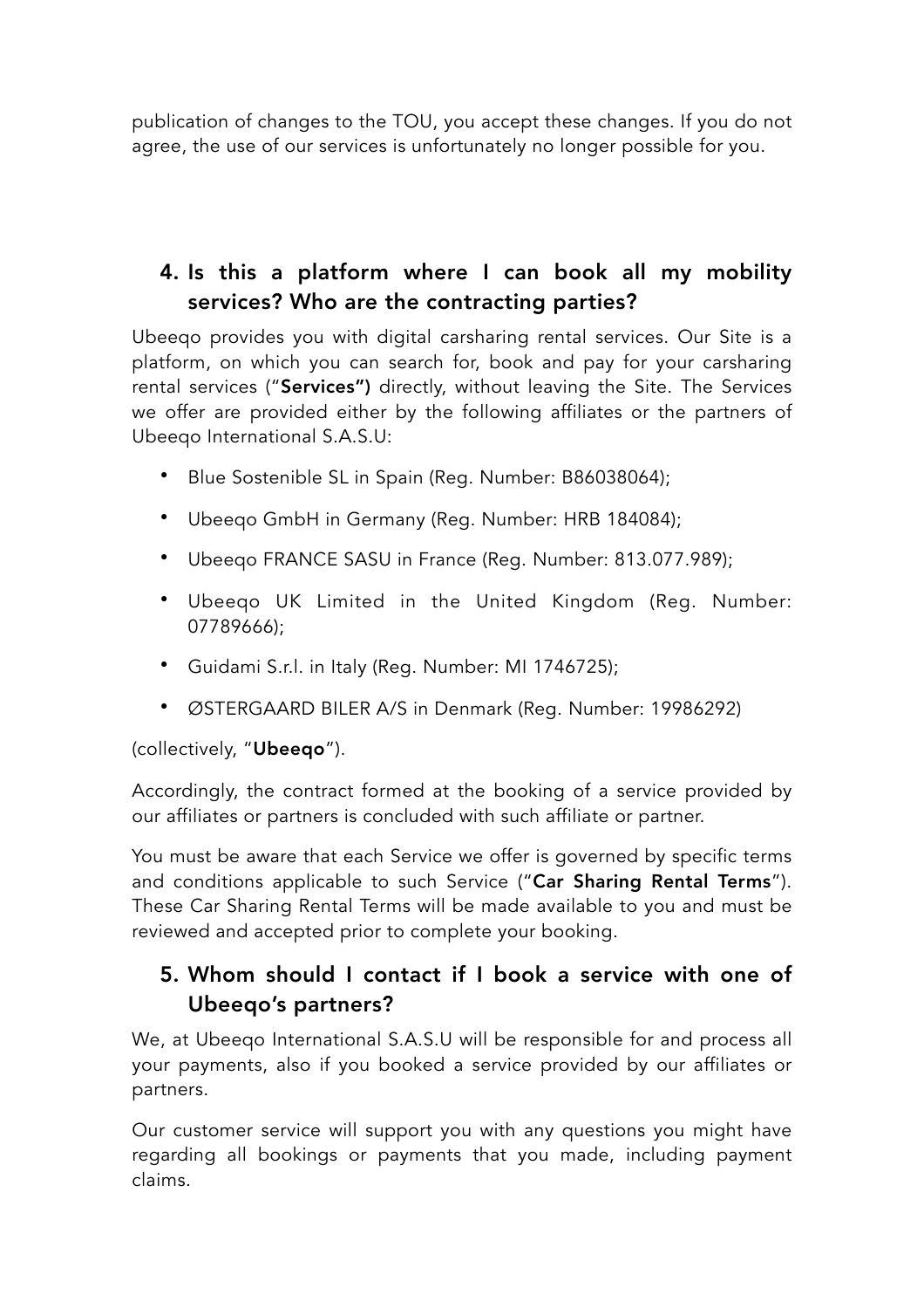publication of changes to the TOU, you accept these changes. If you do not agree, the use of our services is unfortunately no longer possible for you.

## 4. Is this a platform where I can book all my mobility services? Who are the contracting parties?

Ubeeqo provides you with digital carsharing rental services. Our Site is a platform, on which you can search for, book and pay for your carsharing rental services ("**Services")** directly, without leaving the Site. The Services we offer are provided either by the following affiliates or the partners of Ubeeqo International S.A.S.U:

- Blue Sostenible SL in Spain (Reg. Number: B86038064);
- Ubeeqo GmbH in Germany (Reg. Number: HRB 184084);
- Ubeeqo FRANCE SASU in France (Reg. Number: 813.077.989);
- Ubeeqo UK Limited in the United Kingdom (Reg. Number: 07789666);
- Guidami S.r.l. in Italy (Reg. Number: MI 1746725);
- ØSTERGAARD BILER A/S in Denmark (Reg. Number: 19986292)

(collectively, "**Ubeeqo**").

Accordingly, the contract formed at the booking of a service provided by our affiliates or partners is concluded with such affiliate or partner.

You must be aware that each Service we offer is governed by specific terms and conditions applicable to such Service ("**Car Sharing Rental Terms**"). These Car Sharing Rental Terms will be made available to you and must be reviewed and accepted prior to complete your booking.

## 5. Whom should I contact if I book a service with one of Ubeeqo's partners?

We, at Ubeeqo International S.A.S.U will be responsible for and process all your payments, also if you booked a service provided by our affiliates or partners.

Our customer service will support you with any questions you might have regarding all bookings or payments that you made, including payment claims.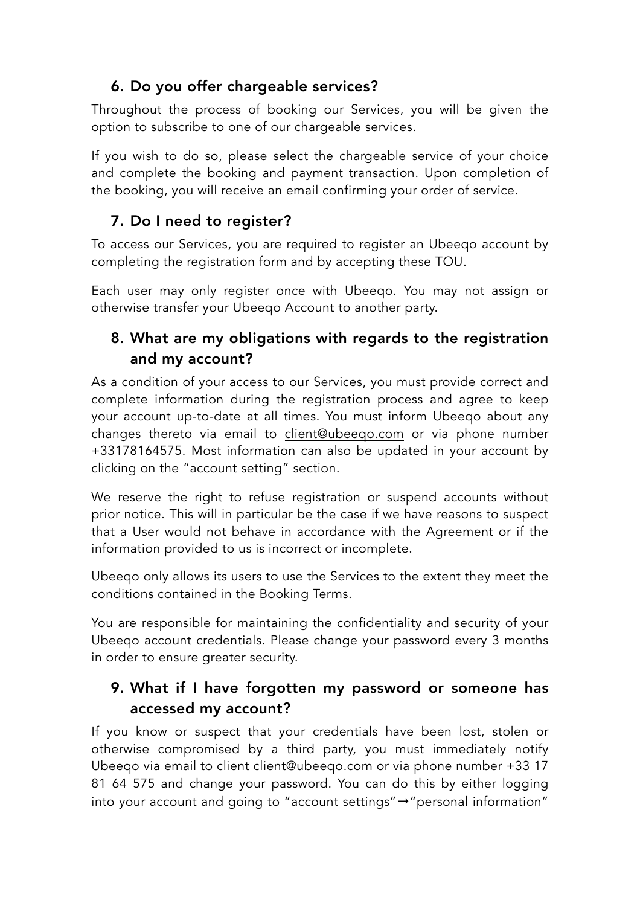## 6. Do you offer chargeable services?

Throughout the process of booking our Services, you will be given the option to subscribe to one of our chargeable services.

If you wish to do so, please select the chargeable service of your choice and complete the booking and payment transaction. Upon completion of the booking, you will receive an email confirming your order of service.

## 7. Do I need to register?

To access our Services, you are required to register an Ubeeqo account by completing the registration form and by accepting these TOU.

Each user may only register once with Ubeeqo. You may not assign or otherwise transfer your Ubeeqo Account to another party.

## 8. What are my obligations with regards to the registration and my account?

As a condition of your access to our Services, you must provide correct and complete information during the registration process and agree to keep your account up-to-date at all times. You must inform Ubeeqo about any changes thereto via email to client@ubeeqo.com or via phone number +33178164575. Most information can also be updated in your account by clicking on the "account setting" section.

We reserve the right to refuse registration or suspend accounts without prior notice. This will in particular be the case if we have reasons to suspect that a User would not behave in accordance with the Agreement or if the information provided to us is incorrect or incomplete.

Ubeeqo only allows its users to use the Services to the extent they meet the conditions contained in the Booking Terms.

You are responsible for maintaining the confidentiality and security of your Ubeeqo account credentials. Please change your password every 3 months in order to ensure greater security.

## 9. What if I have forgotten my password or someone has accessed my account?

If you know or suspect that your credentials have been lost, stolen or otherwise compromised by a third party, you must immediately notify Ubeeqo via email to client client@ubeeqo.com or via phone number +33 17 81 64 575 and change your password. You can do this by either logging into your account and going to "account settings"→"personal information"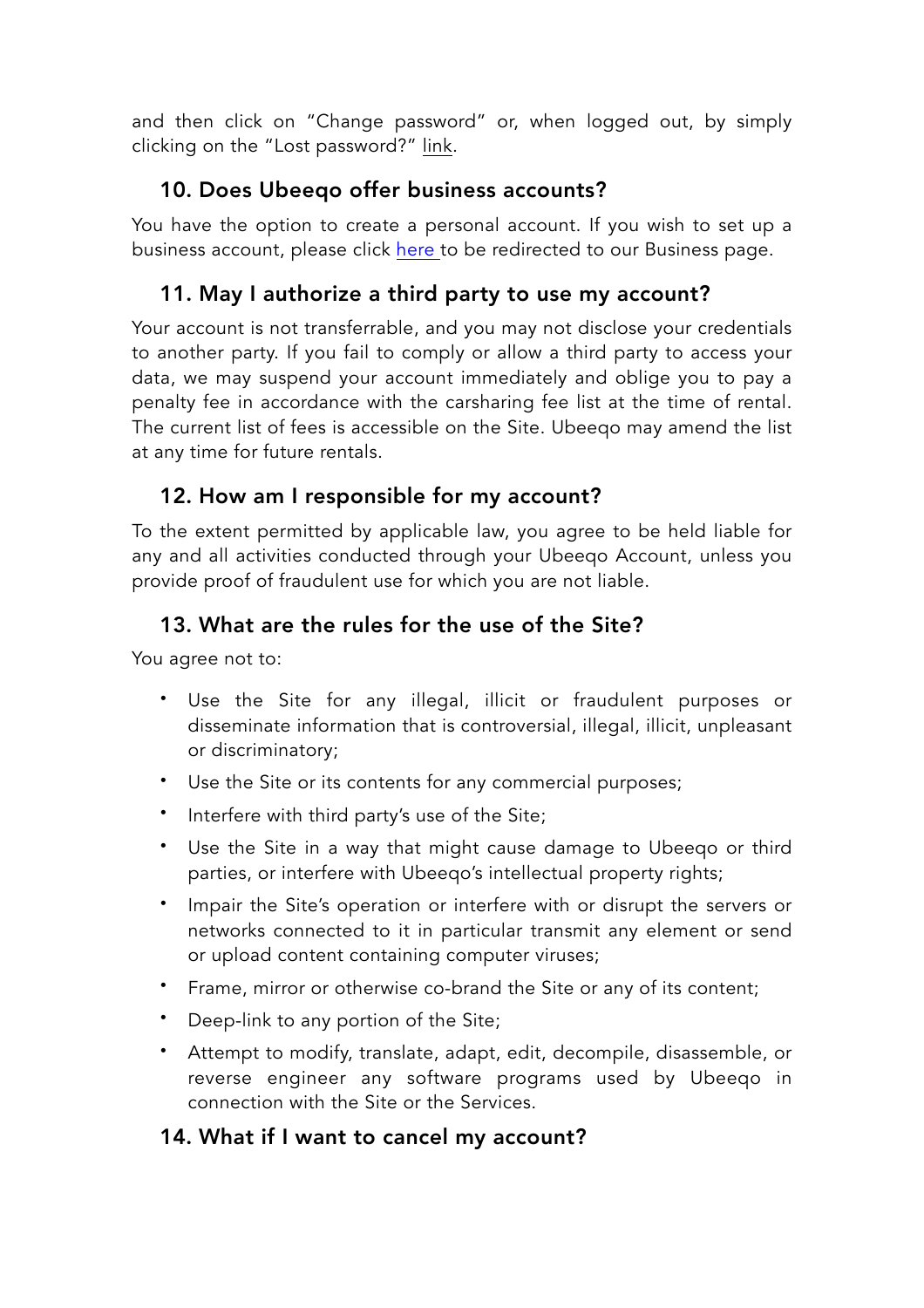and then click on "Change password" or, when logged out, by simply clicking on the "Lost password?" link.

## 10. Does Ubeeqo offer business accounts?

You have the option to create a personal account. If you wish to set up a business account, please click here to be redirected to our Business page.

## 11. May I authorize a third party to use my account?

Your account is not transferrable, and you may not disclose your credentials to another party. If you fail to comply or allow a third party to access your data, we may suspend your account immediately and oblige you to pay a penalty fee in accordance with the carsharing fee list at the time of rental. The current list of fees is accessible on the Site. Ubeeqo may amend the list at any time for future rentals.

## 12. How am I responsible for my account?

To the extent permitted by applicable law, you agree to be held liable for any and all activities conducted through your Ubeeqo Account, unless you provide proof of fraudulent use for which you are not liable.

## 13. What are the rules for the use of the Site?

You agree not to:

- Use the Site for any illegal, illicit or fraudulent purposes or disseminate information that is controversial, illegal, illicit, unpleasant or discriminatory;
- Use the Site or its contents for any commercial purposes;
- Interfere with third party's use of the Site;
- Use the Site in a way that might cause damage to Ubeeqo or third parties, or interfere with Ubeeqo's intellectual property rights;
- Impair the Site's operation or interfere with or disrupt the servers or networks connected to it in particular transmit any element or send or upload content containing computer viruses;
- Frame, mirror or otherwise co-brand the Site or any of its content;
- Deep-link to any portion of the Site;
- Attempt to modify, translate, adapt, edit, decompile, disassemble, or reverse engineer any software programs used by Ubeeqo in connection with the Site or the Services.

## 14. What if I want to cancel my account?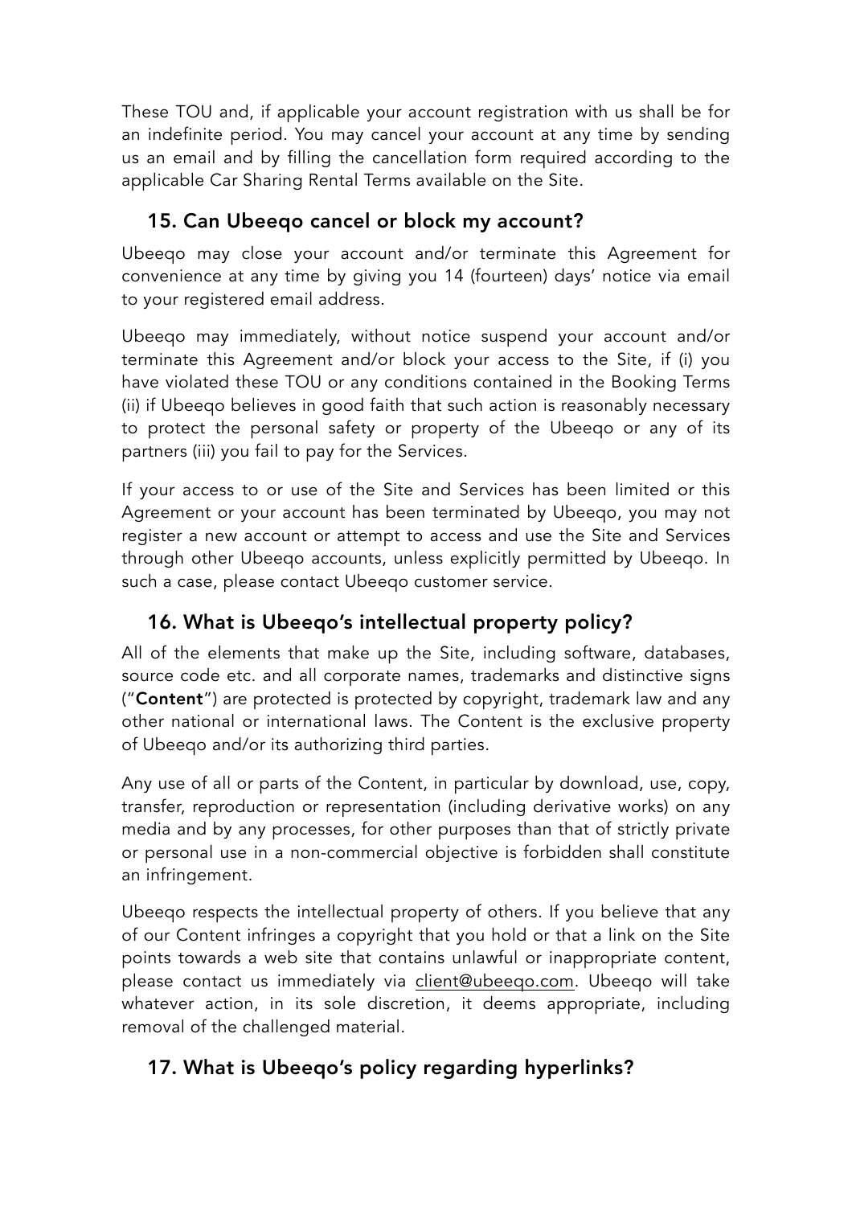These TOU and, if applicable your account registration with us shall be for an indefinite period. You may cancel your account at any time by sending us an email and by filling the cancellation form required according to the applicable Car Sharing Rental Terms available on the Site.

## 15. Can Ubeeqo cancel or block my account?

Ubeeqo may close your account and/or terminate this Agreement for convenience at any time by giving you 14 (fourteen) days' notice via email to your registered email address.

Ubeeqo may immediately, without notice suspend your account and/or terminate this Agreement and/or block your access to the Site, if (i) you have violated these TOU or any conditions contained in the Booking Terms (ii) if Ubeeqo believes in good faith that such action is reasonably necessary to protect the personal safety or property of the Ubeeqo or any of its partners (iii) you fail to pay for the Services.

If your access to or use of the Site and Services has been limited or this Agreement or your account has been terminated by Ubeeqo, you may not register a new account or attempt to access and use the Site and Services through other Ubeeqo accounts, unless explicitly permitted by Ubeeqo. In such a case, please contact Ubeeqo customer service.

## 16. What is Ubeeqo's intellectual property policy?

All of the elements that make up the Site, including software, databases, source code etc. and all corporate names, trademarks and distinctive signs ("**Content**") are protected is protected by copyright, trademark law and any other national or international laws. The Content is the exclusive property of Ubeeqo and/or its authorizing third parties.

Any use of all or parts of the Content, in particular by download, use, copy, transfer, reproduction or representation (including derivative works) on any media and by any processes, for other purposes than that of strictly private or personal use in a non-commercial objective is forbidden shall constitute an infringement.

Ubeeqo respects the intellectual property of others. If you believe that any of our Content infringes a copyright that you hold or that a link on the Site points towards a web site that contains unlawful or inappropriate content, please contact us immediately via client@ubeeqo.com. Ubeeqo will take whatever action, in its sole discretion, it deems appropriate, including removal of the challenged material.

## 17. What is Ubeeqo's policy regarding hyperlinks?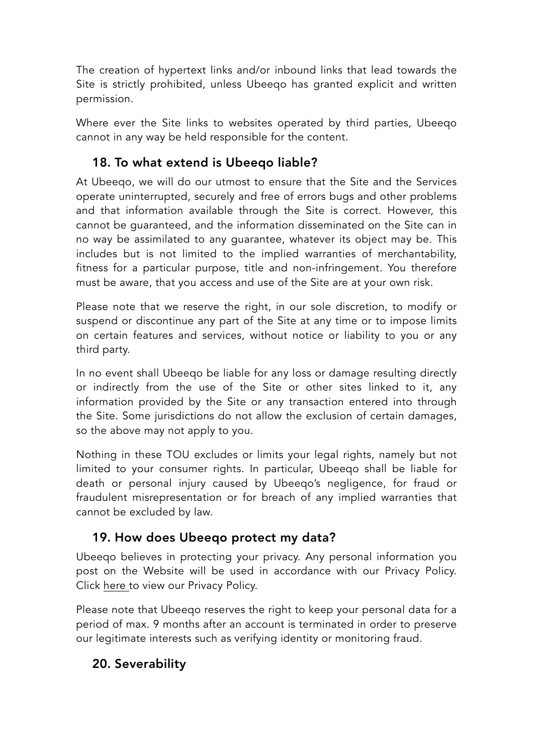The creation of hypertext links and/or inbound links that lead towards the Site is strictly prohibited, unless Ubeeqo has granted explicit and written permission.

Where ever the Site links to websites operated by third parties, Ubeeqo cannot in any way be held responsible for the content.

## 18. To what extend is Ubeeqo liable?

At Ubeeqo, we will do our utmost to ensure that the Site and the Services operate uninterrupted, securely and free of errors bugs and other problems and that information available through the Site is correct. However, this cannot be guaranteed, and the information disseminated on the Site can in no way be assimilated to any guarantee, whatever its object may be. This includes but is not limited to the implied warranties of merchantability, fitness for a particular purpose, title and non-infringement. You therefore must be aware, that you access and use of the Site are at your own risk.

Please note that we reserve the right, in our sole discretion, to modify or suspend or discontinue any part of the Site at any time or to impose limits on certain features and services, without notice or liability to you or any third party.

In no event shall Ubeeqo be liable for any loss or damage resulting directly or indirectly from the use of the Site or other sites linked to it, any information provided by the Site or any transaction entered into through the Site. Some jurisdictions do not allow the exclusion of certain damages, so the above may not apply to you.

Nothing in these TOU excludes or limits your legal rights, namely but not limited to your consumer rights. In particular, Ubeeqo shall be liable for death or personal injury caused by Ubeeqo's negligence, for fraud or fraudulent misrepresentation or for breach of any implied warranties that cannot be excluded by law.

## 19. How does Ubeeqo protect my data?

Ubeeqo believes in protecting your privacy. Any personal information you post on the Website will be used in accordance with our Privacy Policy. Click here to view our Privacy Policy.

Please note that Ubeeqo reserves the right to keep your personal data for a period of max. 9 months after an account is terminated in order to preserve our legitimate interests such as verifying identity or monitoring fraud.

## 20. Severability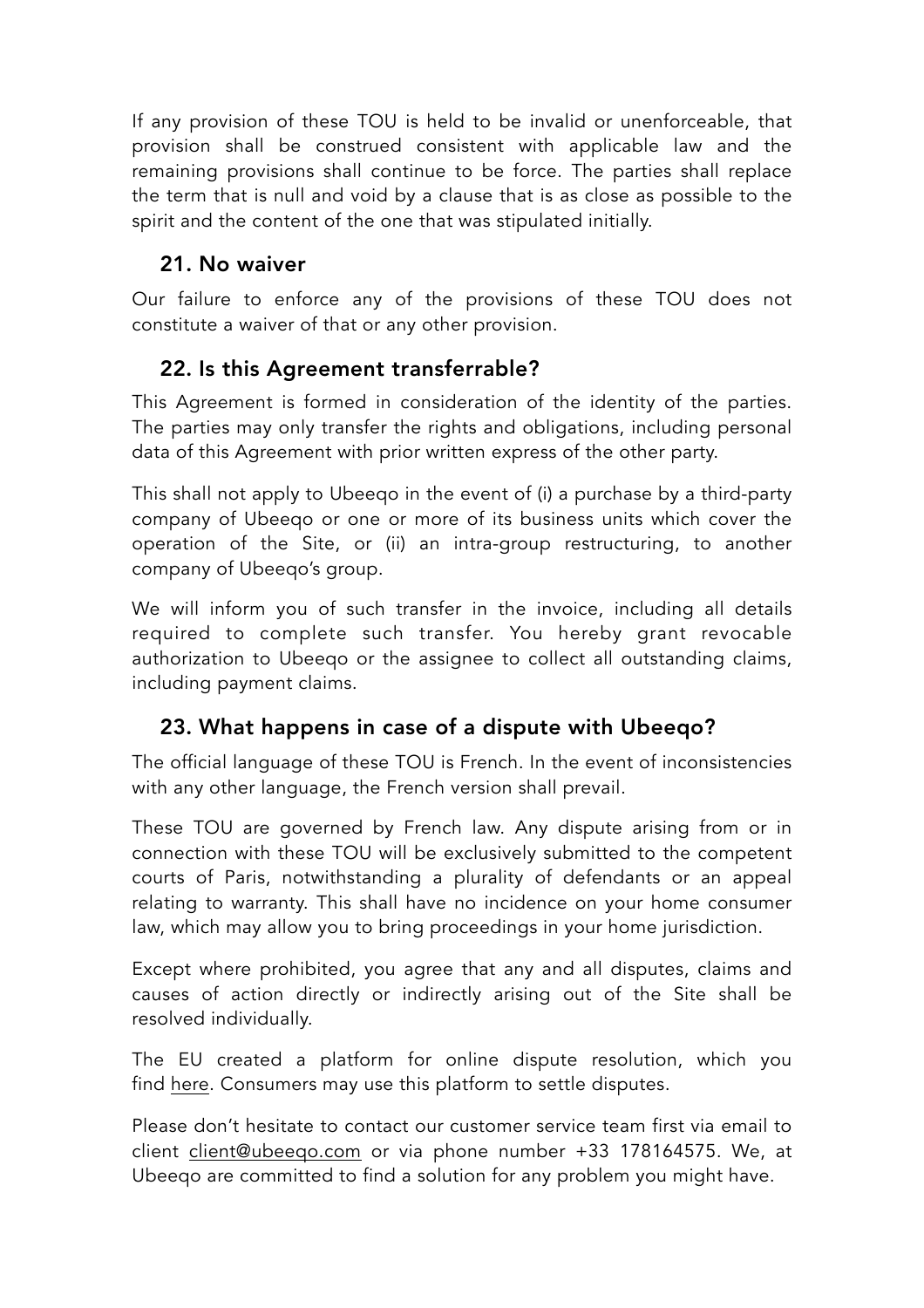If any provision of these TOU is held to be invalid or unenforceable, that provision shall be construed consistent with applicable law and the remaining provisions shall continue to be force. The parties shall replace the term that is null and void by a clause that is as close as possible to the spirit and the content of the one that was stipulated initially.

## 21. No waiver

Our failure to enforce any of the provisions of these TOU does not constitute a waiver of that or any other provision.

## 22. Is this Agreement transferrable?

This Agreement is formed in consideration of the identity of the parties. The parties may only transfer the rights and obligations, including personal data of this Agreement with prior written express of the other party.

This shall not apply to Ubeeqo in the event of (i) a purchase by a third-party company of Ubeeqo or one or more of its business units which cover the operation of the Site, or (ii) an intra-group restructuring, to another company of Ubeeqo's group.

We will inform you of such transfer in the invoice, including all details required to complete such transfer. You hereby grant revocable authorization to Ubeeqo or the assignee to collect all outstanding claims, including payment claims.

## 23. What happens in case of a dispute with Ubeeqo?

The official language of these TOU is French. In the event of inconsistencies with any other language, the French version shall prevail.

These TOU are governed by French law. Any dispute arising from or in connection with these TOU will be exclusively submitted to the competent courts of Paris, notwithstanding a plurality of defendants or an appeal relating to warranty. This shall have no incidence on your home consumer law, which may allow you to bring proceedings in your home jurisdiction.

Except where prohibited, you agree that any and all disputes, claims and causes of action directly or indirectly arising out of the Site shall be resolved individually.

The EU created a platform for online dispute resolution, which you find here. Consumers may use this platform to settle disputes.

Please don't hesitate to contact our customer service team first via email to client client@ubeeqo.com or via phone number +33 178164575. We, at Ubeeqo are committed to find a solution for any problem you might have.